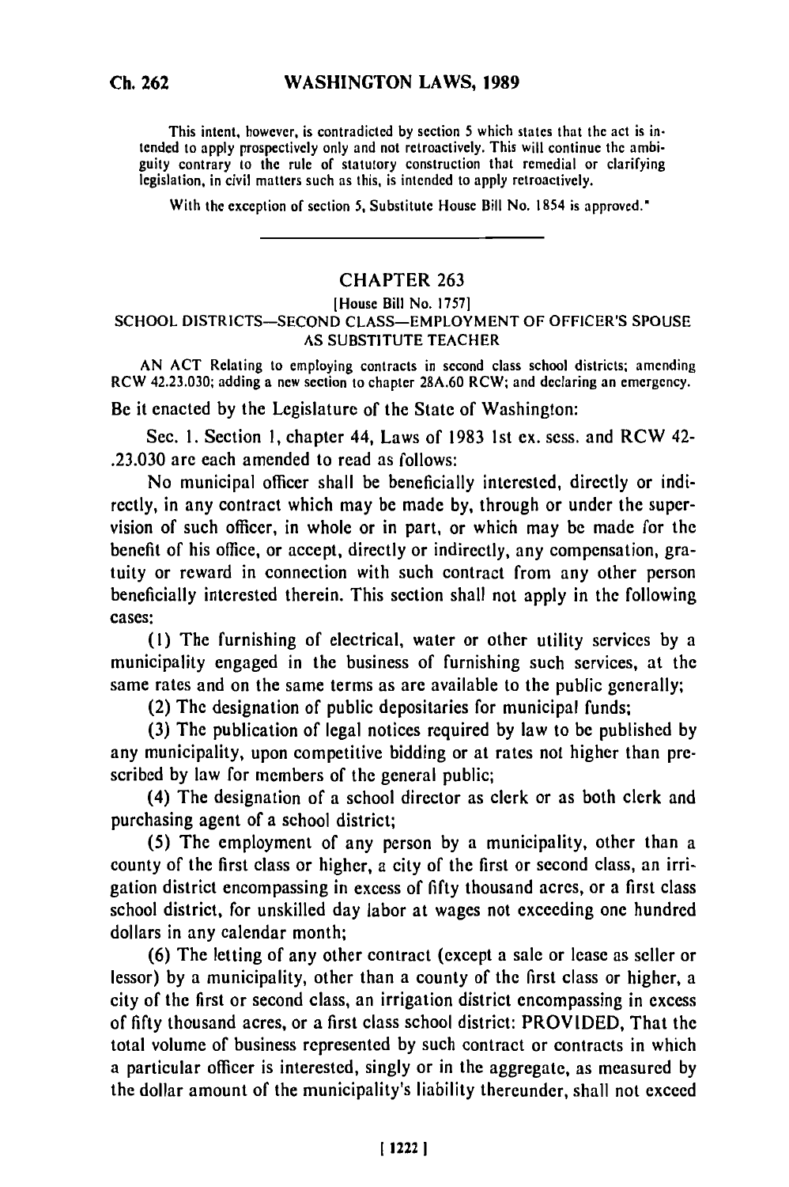This intent, however, is contradicted by section 5 which states that the act is intended to apply prospectively only and not retroactively. This will continue the ambiguity contrary to the rule of statutory construction that remedial or clarifying legislation, in civil matters such as this, is intended to apply retroactively.

With the exception of section 5, Substitute House Bill No. 1854 is approved."

---

## CHAPTER 263

[House Bill No. 1757]

### SCHOOL DISTRICTS—SECOND CLASS—EMPLOYMENT OF OFFICER'S SPOUSE AS SUBSTITUTE TEACHER

AN ACT Relating to employing contracts in second class school districts; amending RCW 42.23.030; adding a new section to chapter 28A.60 RCW; and declaring an emergency.

Be it enacted by the Legislature of the State of Washington:

Sec. 1. Section 1, chapter 44, Laws of 1983 1st ex. sess. and RCW 42-.23.030 are each amended to read as follows:

No municipal officer shall be beneficially interested, directly or indirectly, in any contract which may be made by, through or under the supervision of such officer, in whole or in part, or which may be made for the benefit of his office, or accept, directly or indirectly, any compensation, gratuity or reward in connection with such contract from any other person beneficially interested therein. This section shall not apply in the following cases:

(1) The furnishing of electrical, water or other utility services by a municipality engaged in the business of furnishing such services, at the same rates and on the same terms as are available to the public generally;

(2) The designation of public depositaries for municipal funds;

(3) The publication of legal notices required by law to be published by any municipality, upon competitive bidding or at rates not higher than prescribed by law for members of the general public;

(4) The designation of a school director as clerk or as both clerk and purchasing agent of a school district;

(5) The employment of any person by a municipality, other than a county of the first class or higher, a city of the first or second class, an irrigation district encompassing in excess of fifty thousand acres, or a first class school district, for unskilled day labor at wages not exceeding one hundred dollars in any calendar month;

(6) The letting of any other contract (except a sale or lease as seller or lessor) by a municipality, other than a county of the first class or higher, a city of the first or second class, an irrigation district encompassing in excess of fifty thousand acres, or a first class school district: PROVIDED, That the total volume of business represented by such contract or contracts in which a particular officer is interested, singly or in the aggregate, as measured by the dollar amount of the municipality's liability thereunder, shall not exceed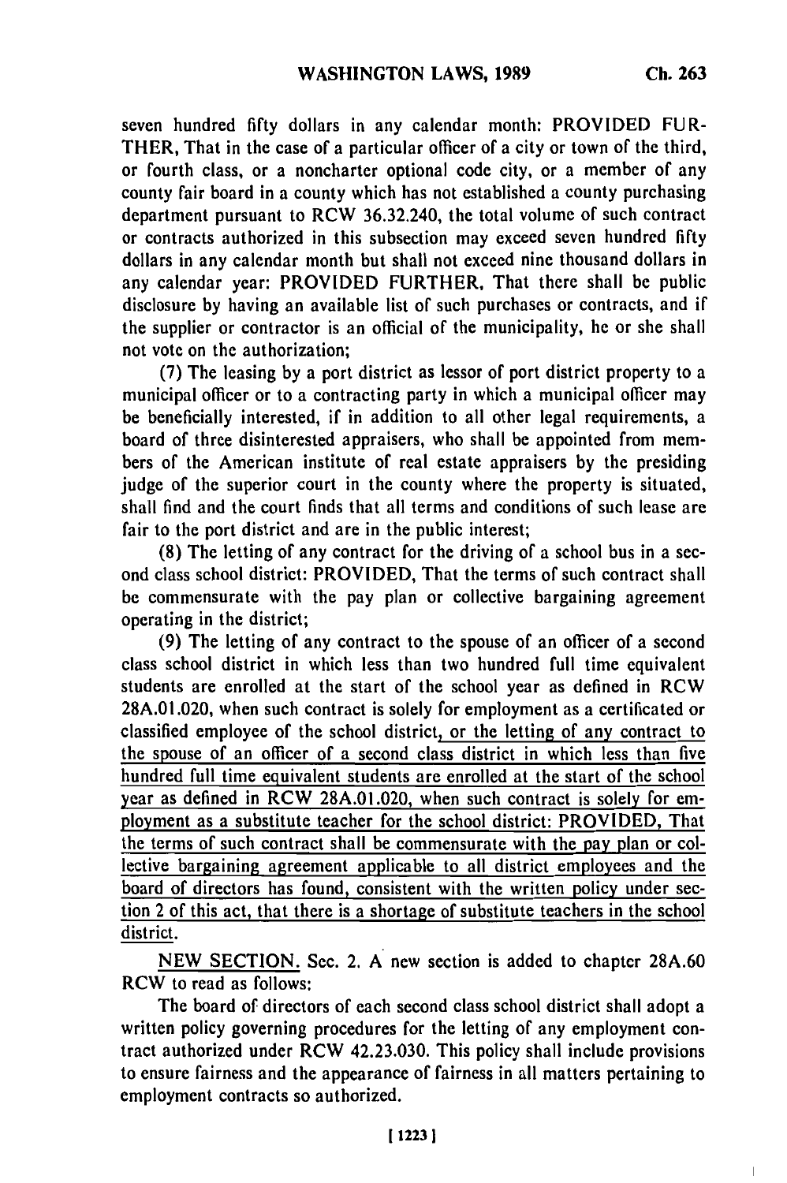seven hundred fifty dollars in any calendar month: PROVIDED FURTHER, That in the case of a particular officer of a city or town of the third, or fourth class, or a noncharter optional code city, or a member of any county fair board in a county which has not established a county purchasing department pursuant to RCW 36.32.240, the total volume of such contract or contracts authorized in this subsection may exceed seven hundred fifty dollars in any calendar month but shall not exceed nine thousand dollars in any calendar year: PROVIDED FURTHER, That there shall be public disclosure by having an available list of such purchases or contracts, and if the supplier or contractor is an official of the municipality, he or she shall not vote on the authorization;

(7) The leasing by a port district as lessor of port district property to a municipal officer or to a contracting party in which a municipal officer may be beneficially interested, if in addition to all other legal requirements, a board of three disinterested appraisers, who shall be appointed from members of the American institute of real estate appraisers by the presiding judge of the superior court in the county where the property is situated, shall find and the court finds that all terms and conditions of such lease are fair to the port district and are in the public interest;

(8) The letting of any contract for the driving of a school bus in a second class school district: PROVIDED, That the terms of such contract shall be commensurate with the pay plan or collective bargaining agreement operating in the district;

(9) The letting of any contract to the spouse of an officer of a second class school district in which less than two hundred full time equivalent students are enrolled at the start of the school year as defined in RCW 28A.01.020, when such contract is solely for employment as a certificated or classified employee of the school district, <u>or the letting of any contract to the spouse of an officer of a second class district in which less than five hundred full time equivalent students are enrolled at the start of the school year as defined in RCW 28A.01.020, when such contract is solely for employment as a substitute teacher for the school district: PROVIDED, That the terms of such contract shall be commensurate with the pay plan or collective bargaining agreement applicable to all district employees and the board of directors has found, consistent with the written policy under section 2 of this act, that there is a shortage of substitute teachers in the school district</u>.

<u>NEW SECTION.</u> Sec. 2. A new section is added to chapter 28A.60 RCW to read as follows:

The board of directors of each second class school district shall adopt a written policy governing procedures for the letting of any employment contract authorized under RCW 42.23.030. This policy shall include provisions to ensure fairness and the appearance of fairness in all matters pertaining to employment contracts so authorized.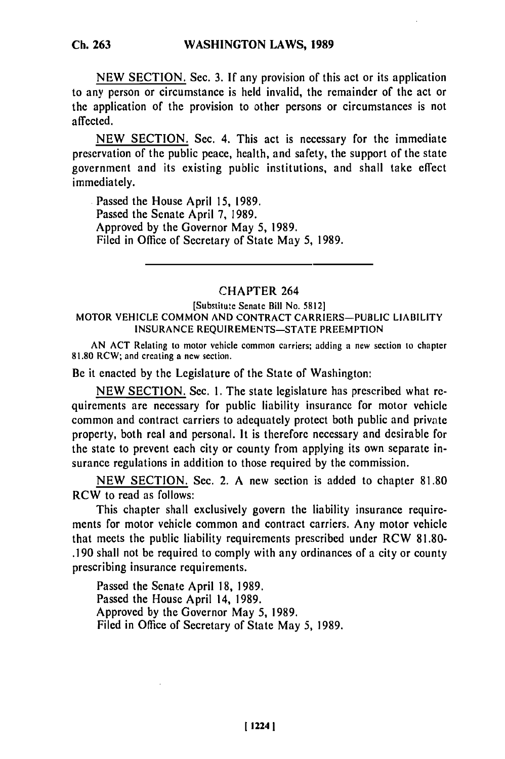NEW SECTION. Sec. 3. If any provision of this act or its application to any person or circumstance is held invalid, the remainder of the act or the application of the provision to other persons or circumstances is not affected.

NEW SECTION. Sec. 4. This act is necessary for the immediate preservation of the public peace, health, and safety, the support of the state government and its existing public institutions, and shall take effect immediately.

Passed the House April 15, 1989.
Passed the Senate April 7, 1989.
Approved by the Governor May 5, 1989.
Filed in Office of Secretary of State May 5, 1989.

---

## CHAPTER 264

[Substitute Senate Bill No. 5812]

### MOTOR VEHICLE COMMON AND CONTRACT CARRIERS—PUBLIC LIABILITY INSURANCE REQUIREMENTS—STATE PREEMPTION

AN ACT Relating to motor vehicle common carriers; adding a new section to chapter 81.80 RCW; and creating a new section.

Be it enacted by the Legislature of the State of Washington:

NEW SECTION. Sec. 1. The state legislature has prescribed what requirements are necessary for public liability insurance for motor vehicle common and contract carriers to adequately protect both public and private property, both real and personal. It is therefore necessary and desirable for the state to prevent each city or county from applying its own separate insurance regulations in addition to those required by the commission.

NEW SECTION. Sec. 2. A new section is added to chapter 81.80 RCW to read as follows:

This chapter shall exclusively govern the liability insurance requirements for motor vehicle common and contract carriers. Any motor vehicle that meets the public liability requirements prescribed under RCW 81.80-.190 shall not be required to comply with any ordinances of a city or county prescribing insurance requirements.

Passed the Senate April 18, 1989.
Passed the House April 14, 1989.
Approved by the Governor May 5, 1989.
Filed in Office of Secretary of State May 5, 1989.